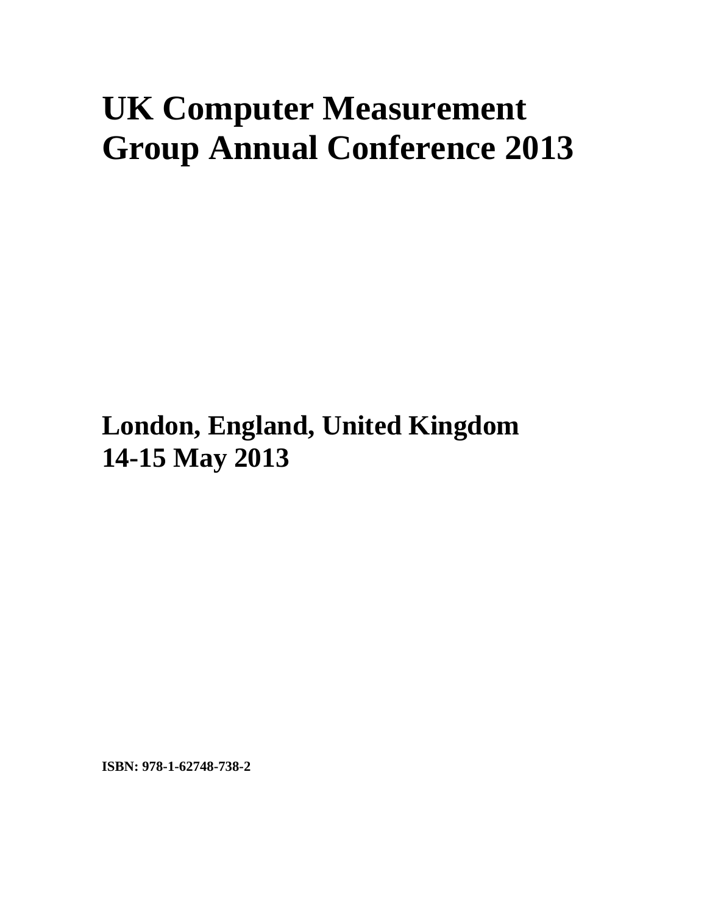# UK Computer Measurement Group Annual Conference 2013

## London, England, United Kingdom
## 14-15 May 2013

**ISBN: 978-1-62748-738-2**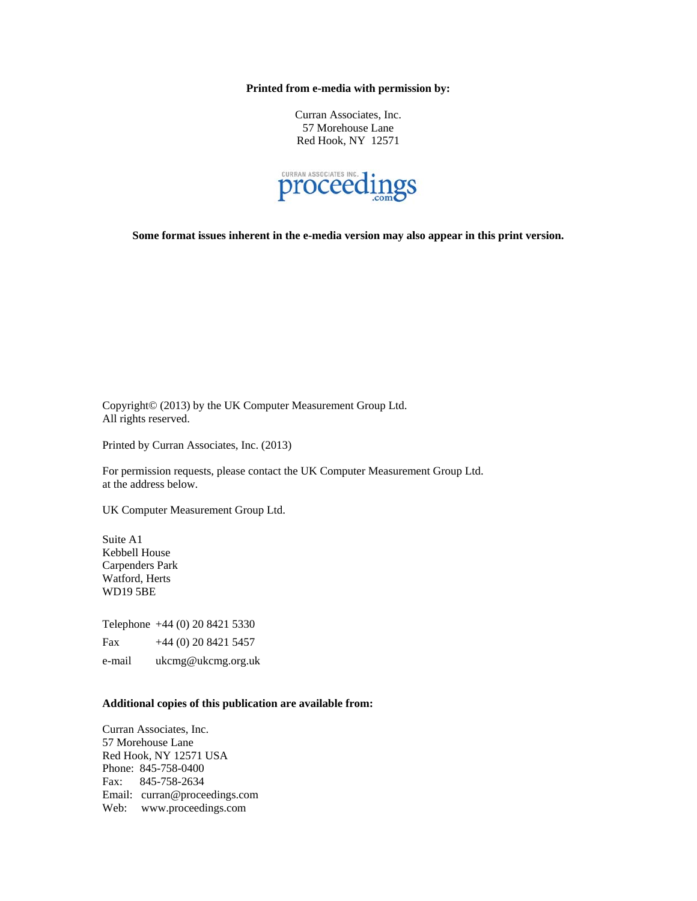**Printed from e-media with permission by:**

Curran Associates, Inc.
57 Morehouse Lane
Red Hook, NY 12571

CURRAN ASSOCIATES INC. proceedings.com

**Some format issues inherent in the e-media version may also appear in this print version.**

Copyright© (2013) by the UK Computer Measurement Group Ltd.
All rights reserved.

Printed by Curran Associates, Inc. (2013)

For permission requests, please contact the UK Computer Measurement Group Ltd.
at the address below.

UK Computer Measurement Group Ltd.

Suite A1
Kebbell House
Carpenders Park
Watford, Herts
WD19 5BE

Telephone +44 (0) 20 8421 5330

Fax +44 (0) 20 8421 5457

e-mail ukcmg@ukcmg.org.uk

**Additional copies of this publication are available from:**

Curran Associates, Inc.
57 Morehouse Lane
Red Hook, NY 12571 USA
Phone: 845-758-0400
Fax: 845-758-2634
Email: curran@proceedings.com
Web: www.proceedings.com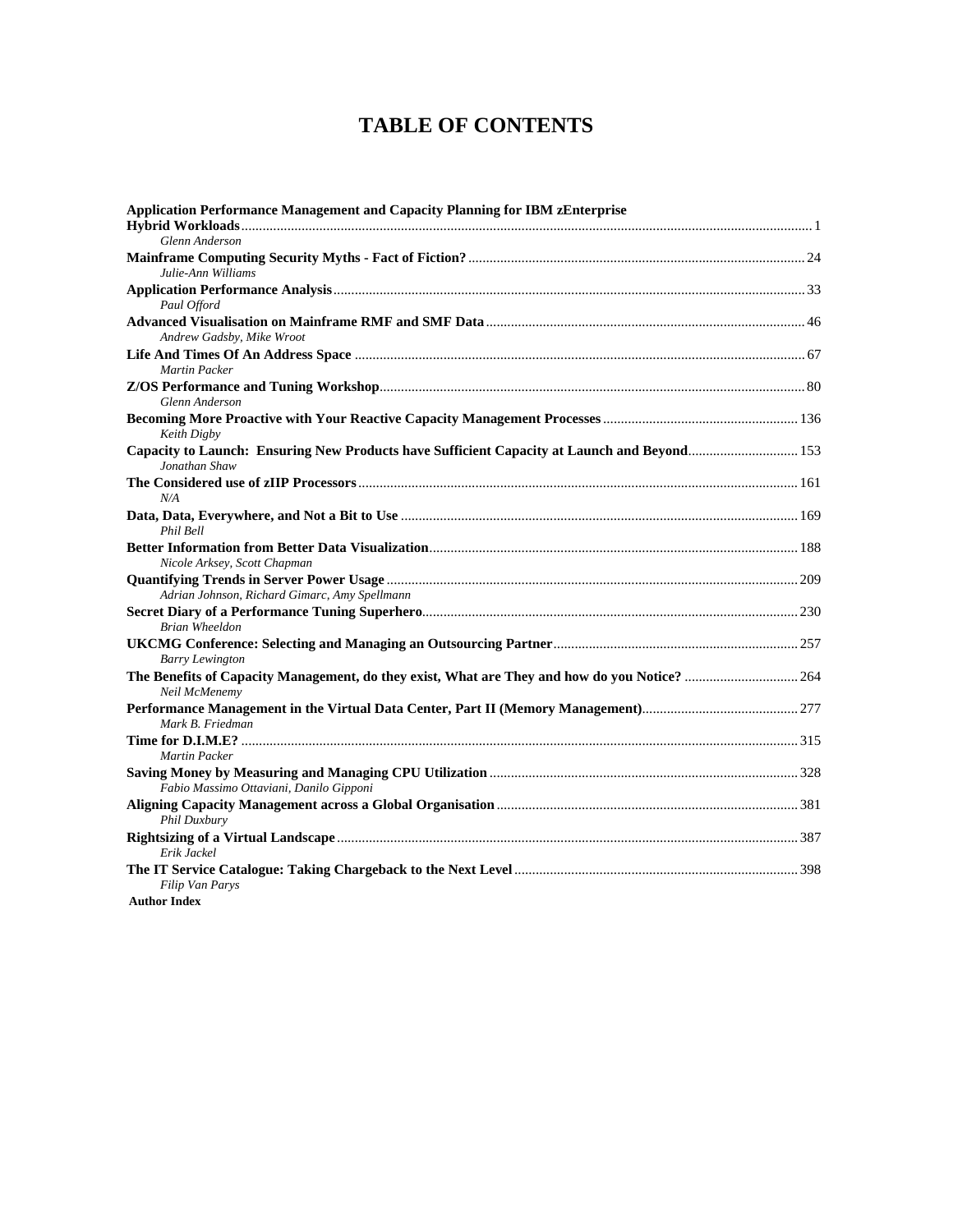# TABLE OF CONTENTS

**Application Performance Management and Capacity Planning for IBM zEnterprise Hybrid Workloads** ... 1
*Glenn Anderson*

**Mainframe Computing Security Myths - Fact of Fiction?** ... 24
*Julie-Ann Williams*

**Application Performance Analysis** ... 33
*Paul Offord*

**Advanced Visualisation on Mainframe RMF and SMF Data** ... 46
*Andrew Gadsby, Mike Wroot*

**Life And Times Of An Address Space** ... 67
*Martin Packer*

**Z/OS Performance and Tuning Workshop** ... 80
*Glenn Anderson*

**Becoming More Proactive with Your Reactive Capacity Management Processes** ... 136
*Keith Digby*

**Capacity to Launch: Ensuring New Products have Sufficient Capacity at Launch and Beyond** ... 153
*Jonathan Shaw*

**The Considered use of zIIP Processors** ... 161
*N/A*

**Data, Data, Everywhere, and Not a Bit to Use** ... 169
*Phil Bell*

**Better Information from Better Data Visualization** ... 188
*Nicole Arksey, Scott Chapman*

**Quantifying Trends in Server Power Usage** ... 209
*Adrian Johnson, Richard Gimarc, Amy Spellmann*

**Secret Diary of a Performance Tuning Superhero** ... 230
*Brian Wheeldon*

**UKCMG Conference: Selecting and Managing an Outsourcing Partner** ... 257
*Barry Lewington*

**The Benefits of Capacity Management, do they exist, What are They and how do you Notice?** ... 264
*Neil McMenemy*

**Performance Management in the Virtual Data Center, Part II (Memory Management)** ... 277
*Mark B. Friedman*

**Time for D.I.M.E?** ... 315
*Martin Packer*

**Saving Money by Measuring and Managing CPU Utilization** ... 328
*Fabio Massimo Ottaviani, Danilo Gipponi*

**Aligning Capacity Management across a Global Organisation** ... 381
*Phil Duxbury*

**Rightsizing of a Virtual Landscape** ... 387
*Erik Jackel*

**The IT Service Catalogue: Taking Chargeback to the Next Level** ... 398
*Filip Van Parys*

**Author Index**